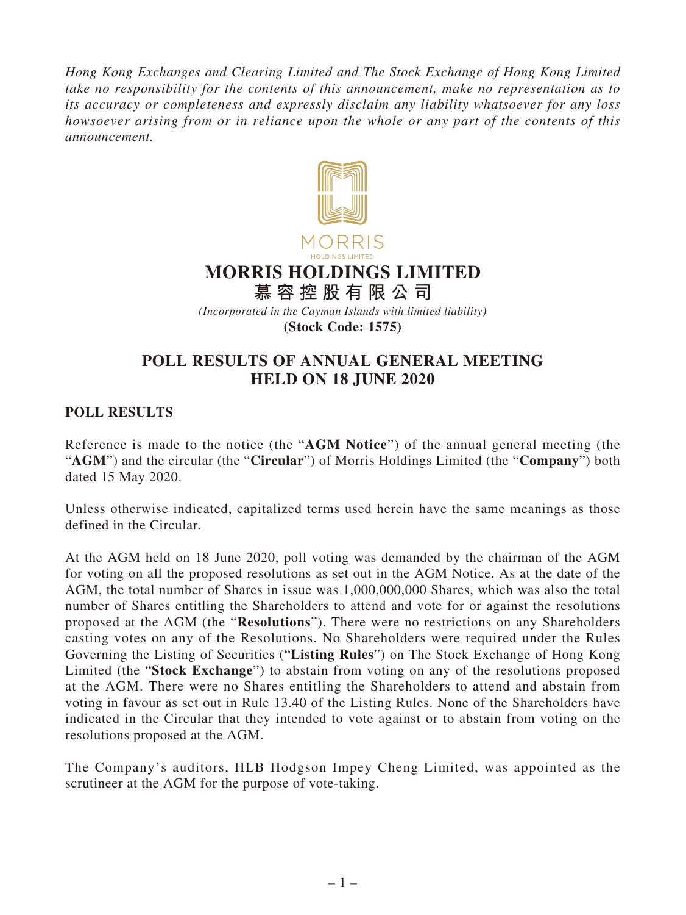*Hong Kong Exchanges and Clearing Limited and The Stock Exchange of Hong Kong Limited take no responsibility for the contents of this announcement, make no representation as to its accuracy or completeness and expressly disclaim any liability whatsoever for any loss howsoever arising from or in reliance upon the whole or any part of the contents of this announcement.*

MORRIS
HOLDINGS LIMITED

# MORRIS HOLDINGS LIMITED
# 慕容控股有限公司

*(Incorporated in the Cayman Islands with limited liability)*
**(Stock Code: 1575)**

## POLL RESULTS OF ANNUAL GENERAL MEETING HELD ON 18 JUNE 2020

### POLL RESULTS

Reference is made to the notice (the "**AGM Notice**") of the annual general meeting (the "**AGM**") and the circular (the "**Circular**") of Morris Holdings Limited (the "**Company**") both dated 15 May 2020.

Unless otherwise indicated, capitalized terms used herein have the same meanings as those defined in the Circular.

At the AGM held on 18 June 2020, poll voting was demanded by the chairman of the AGM for voting on all the proposed resolutions as set out in the AGM Notice. As at the date of the AGM, the total number of Shares in issue was 1,000,000,000 Shares, which was also the total number of Shares entitling the Shareholders to attend and vote for or against the resolutions proposed at the AGM (the "**Resolutions**"). There were no restrictions on any Shareholders casting votes on any of the Resolutions. No Shareholders were required under the Rules Governing the Listing of Securities ("**Listing Rules**") on The Stock Exchange of Hong Kong Limited (the "**Stock Exchange**") to abstain from voting on any of the resolutions proposed at the AGM. There were no Shares entitling the Shareholders to attend and abstain from voting in favour as set out in Rule 13.40 of the Listing Rules. None of the Shareholders have indicated in the Circular that they intended to vote against or to abstain from voting on the resolutions proposed at the AGM.

The Company's auditors, HLB Hodgson Impey Cheng Limited, was appointed as the scrutineer at the AGM for the purpose of vote-taking.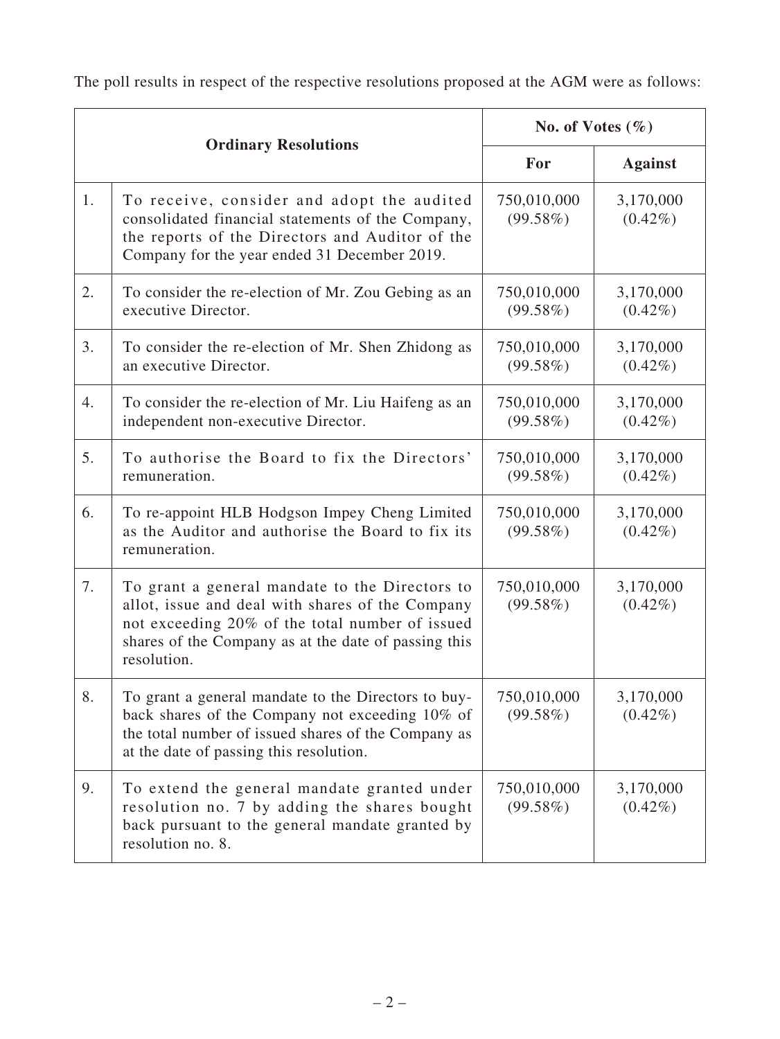The poll results in respect of the respective resolutions proposed at the AGM were as follows:

| | Ordinary Resolutions | No. of Votes (%) | |
|---|---|---|---|
| | | For | Against |
| 1. | To receive, consider and adopt the audited consolidated financial statements of the Company, the reports of the Directors and Auditor of the Company for the year ended 31 December 2019. | 750,010,000 (99.58%) | 3,170,000 (0.42%) |
| 2. | To consider the re-election of Mr. Zou Gebing as an executive Director. | 750,010,000 (99.58%) | 3,170,000 (0.42%) |
| 3. | To consider the re-election of Mr. Shen Zhidong as an executive Director. | 750,010,000 (99.58%) | 3,170,000 (0.42%) |
| 4. | To consider the re-election of Mr. Liu Haifeng as an independent non-executive Director. | 750,010,000 (99.58%) | 3,170,000 (0.42%) |
| 5. | To authorise the Board to fix the Directors' remuneration. | 750,010,000 (99.58%) | 3,170,000 (0.42%) |
| 6. | To re-appoint HLB Hodgson Impey Cheng Limited as the Auditor and authorise the Board to fix its remuneration. | 750,010,000 (99.58%) | 3,170,000 (0.42%) |
| 7. | To grant a general mandate to the Directors to allot, issue and deal with shares of the Company not exceeding 20% of the total number of issued shares of the Company as at the date of passing this resolution. | 750,010,000 (99.58%) | 3,170,000 (0.42%) |
| 8. | To grant a general mandate to the Directors to buy-back shares of the Company not exceeding 10% of the total number of issued shares of the Company as at the date of passing this resolution. | 750,010,000 (99.58%) | 3,170,000 (0.42%) |
| 9. | To extend the general mandate granted under resolution no. 7 by adding the shares bought back pursuant to the general mandate granted by resolution no. 8. | 750,010,000 (99.58%) | 3,170,000 (0.42%) |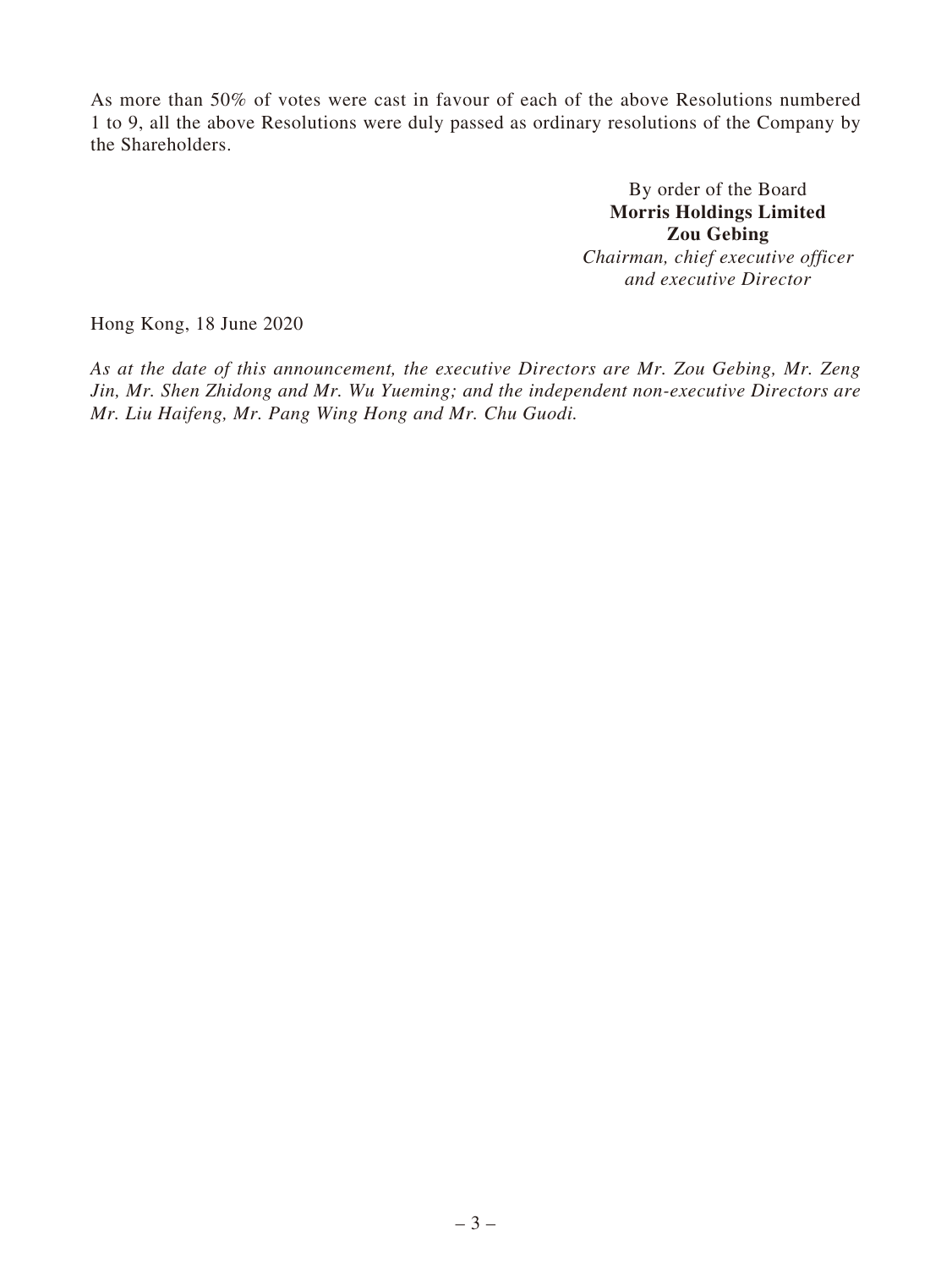As more than 50% of votes were cast in favour of each of the above Resolutions numbered 1 to 9, all the above Resolutions were duly passed as ordinary resolutions of the Company by the Shareholders.

By order of the Board
**Morris Holdings Limited**
**Zou Gebing**
*Chairman, chief executive officer and executive Director*

Hong Kong, 18 June 2020

*As at the date of this announcement, the executive Directors are Mr. Zou Gebing, Mr. Zeng Jin, Mr. Shen Zhidong and Mr. Wu Yueming; and the independent non-executive Directors are Mr. Liu Haifeng, Mr. Pang Wing Hong and Mr. Chu Guodi.*